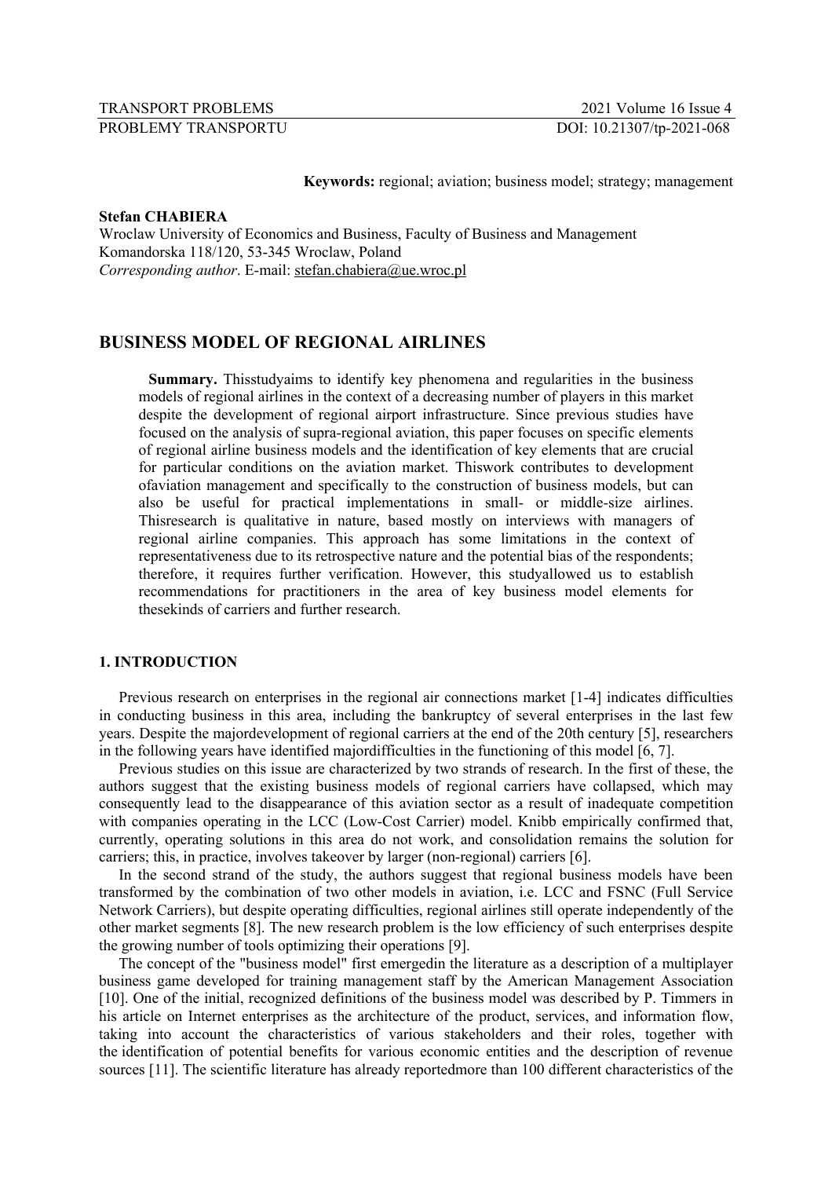**Keywords:** regional; aviation; business model; strategy; management

**Stefan CHABIERA**
Wroclaw University of Economics and Business, Faculty of Business and Management
Komandorska 118/120, 53-345 Wroclaw, Poland
*Corresponding author*. E-mail: stefan.chabiera@ue.wroc.pl

# BUSINESS MODEL OF REGIONAL AIRLINES

**Summary.** Thisstudyaims to identify key phenomena and regularities in the business models of regional airlines in the context of a decreasing number of players in this market despite the development of regional airport infrastructure. Since previous studies have focused on the analysis of supra-regional aviation, this paper focuses on specific elements of regional airline business models and the identification of key elements that are crucial for particular conditions on the aviation market. Thiswork contributes to development ofaviation management and specifically to the construction of business models, but can also be useful for practical implementations in small- or middle-size airlines. Thisresearch is qualitative in nature, based mostly on interviews with managers of regional airline companies. This approach has some limitations in the context of representativeness due to its retrospective nature and the potential bias of the respondents; therefore, it requires further verification. However, this studyallowed us to establish recommendations for practitioners in the area of key business model elements for thesekinds of carriers and further research.

## 1. INTRODUCTION

Previous research on enterprises in the regional air connections market [1-4] indicates difficulties in conducting business in this area, including the bankruptcy of several enterprises in the last few years. Despite the majordevelopment of regional carriers at the end of the 20th century [5], researchers in the following years have identified majordifficulties in the functioning of this model [6, 7].

Previous studies on this issue are characterized by two strands of research. In the first of these, the authors suggest that the existing business models of regional carriers have collapsed, which may consequently lead to the disappearance of this aviation sector as a result of inadequate competition with companies operating in the LCC (Low-Cost Carrier) model. Knibb empirically confirmed that, currently, operating solutions in this area do not work, and consolidation remains the solution for carriers; this, in practice, involves takeover by larger (non-regional) carriers [6].

In the second strand of the study, the authors suggest that regional business models have been transformed by the combination of two other models in aviation, i.e. LCC and FSNC (Full Service Network Carriers), but despite operating difficulties, regional airlines still operate independently of the other market segments [8]. The new research problem is the low efficiency of such enterprises despite the growing number of tools optimizing their operations [9].

The concept of the "business model" first emergedin the literature as a description of a multiplayer business game developed for training management staff by the American Management Association [10]. One of the initial, recognized definitions of the business model was described by P. Timmers in his article on Internet enterprises as the architecture of the product, services, and information flow, taking into account the characteristics of various stakeholders and their roles, together with the identification of potential benefits for various economic entities and the description of revenue sources [11]. The scientific literature has already reportedmore than 100 different characteristics of the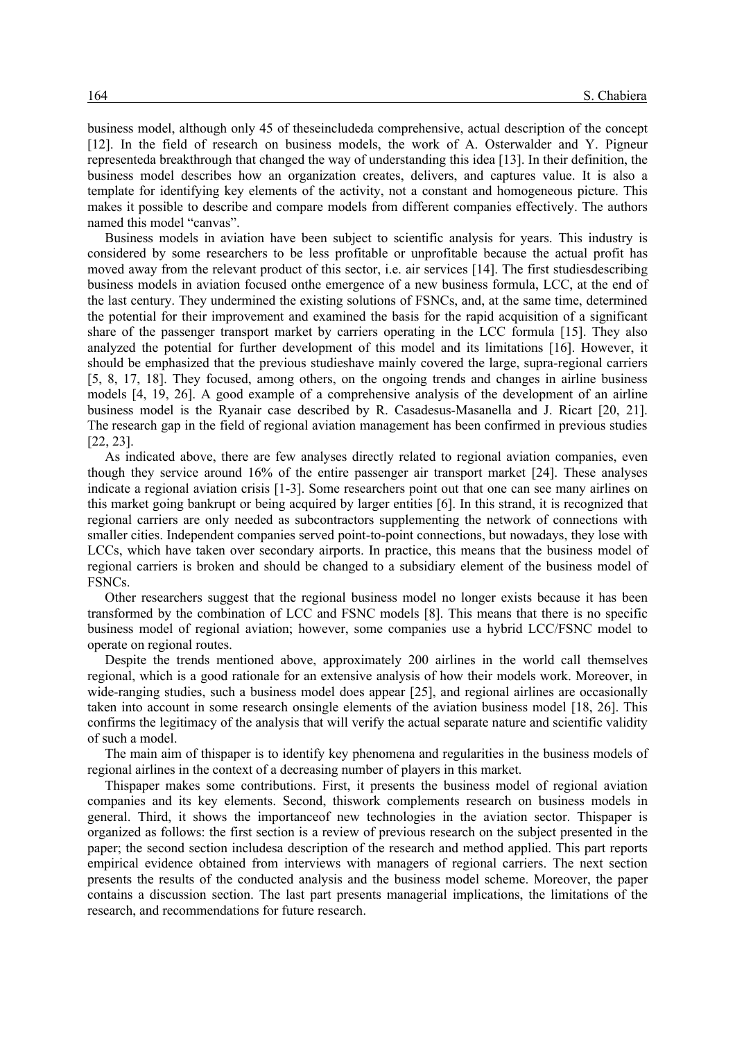business model, although only 45 of theseincludeda comprehensive, actual description of the concept [12]. In the field of research on business models, the work of A. Osterwalder and Y. Pigneur representeda breakthrough that changed the way of understanding this idea [13]. In their definition, the business model describes how an organization creates, delivers, and captures value. It is also a template for identifying key elements of the activity, not a constant and homogeneous picture. This makes it possible to describe and compare models from different companies effectively. The authors named this model "canvas".

Business models in aviation have been subject to scientific analysis for years. This industry is considered by some researchers to be less profitable or unprofitable because the actual profit has moved away from the relevant product of this sector, i.e. air services [14]. The first studiesdescribing business models in aviation focused onthe emergence of a new business formula, LCC, at the end of the last century. They undermined the existing solutions of FSNCs, and, at the same time, determined the potential for their improvement and examined the basis for the rapid acquisition of a significant share of the passenger transport market by carriers operating in the LCC formula [15]. They also analyzed the potential for further development of this model and its limitations [16]. However, it should be emphasized that the previous studieshave mainly covered the large, supra-regional carriers [5, 8, 17, 18]. They focused, among others, on the ongoing trends and changes in airline business models [4, 19, 26]. A good example of a comprehensive analysis of the development of an airline business model is the Ryanair case described by R. Casadesus-Masanella and J. Ricart [20, 21]. The research gap in the field of regional aviation management has been confirmed in previous studies [22, 23].

As indicated above, there are few analyses directly related to regional aviation companies, even though they service around 16% of the entire passenger air transport market [24]. These analyses indicate a regional aviation crisis [1-3]. Some researchers point out that one can see many airlines on this market going bankrupt or being acquired by larger entities [6]. In this strand, it is recognized that regional carriers are only needed as subcontractors supplementing the network of connections with smaller cities. Independent companies served point-to-point connections, but nowadays, they lose with LCCs, which have taken over secondary airports. In practice, this means that the business model of regional carriers is broken and should be changed to a subsidiary element of the business model of FSNCs.

Other researchers suggest that the regional business model no longer exists because it has been transformed by the combination of LCC and FSNC models [8]. This means that there is no specific business model of regional aviation; however, some companies use a hybrid LCC/FSNC model to operate on regional routes.

Despite the trends mentioned above, approximately 200 airlines in the world call themselves regional, which is a good rationale for an extensive analysis of how their models work. Moreover, in wide-ranging studies, such a business model does appear [25], and regional airlines are occasionally taken into account in some research onsingle elements of the aviation business model [18, 26]. This confirms the legitimacy of the analysis that will verify the actual separate nature and scientific validity of such a model.

The main aim of thispaper is to identify key phenomena and regularities in the business models of regional airlines in the context of a decreasing number of players in this market.

Thispaper makes some contributions. First, it presents the business model of regional aviation companies and its key elements. Second, thiswork complements research on business models in general. Third, it shows the importanceof new technologies in the aviation sector. Thispaper is organized as follows: the first section is a review of previous research on the subject presented in the paper; the second section includesa description of the research and method applied. This part reports empirical evidence obtained from interviews with managers of regional carriers. The next section presents the results of the conducted analysis and the business model scheme. Moreover, the paper contains a discussion section. The last part presents managerial implications, the limitations of the research, and recommendations for future research.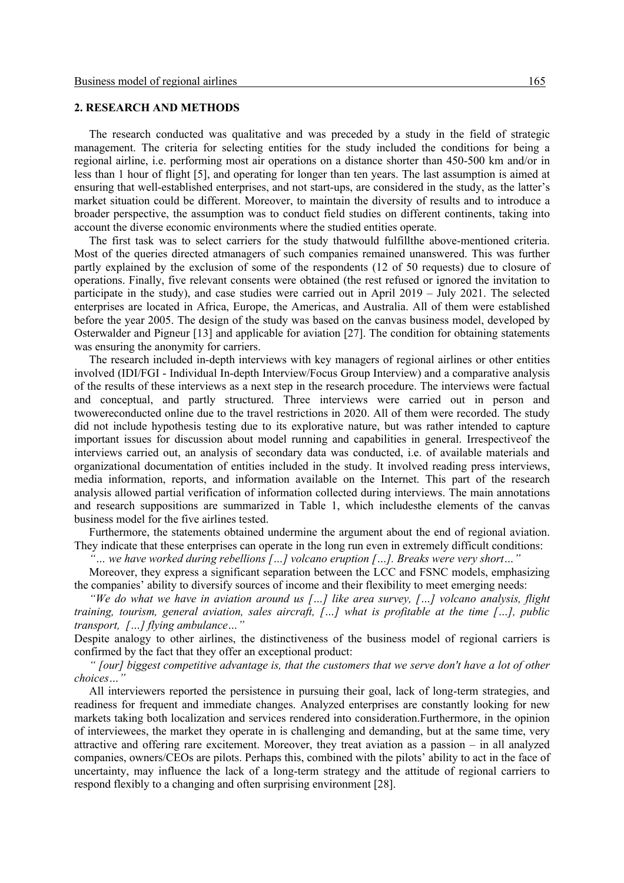## 2. RESEARCH AND METHODS

The research conducted was qualitative and was preceded by a study in the field of strategic management. The criteria for selecting entities for the study included the conditions for being a regional airline, i.e. performing most air operations on a distance shorter than 450-500 km and/or in less than 1 hour of flight [5], and operating for longer than ten years. The last assumption is aimed at ensuring that well-established enterprises, and not start-ups, are considered in the study, as the latter's market situation could be different. Moreover, to maintain the diversity of results and to introduce a broader perspective, the assumption was to conduct field studies on different continents, taking into account the diverse economic environments where the studied entities operate.

The first task was to select carriers for the study thatwould fulfillthe above-mentioned criteria. Most of the queries directed atmanagers of such companies remained unanswered. This was further partly explained by the exclusion of some of the respondents (12 of 50 requests) due to closure of operations. Finally, five relevant consents were obtained (the rest refused or ignored the invitation to participate in the study), and case studies were carried out in April 2019 – July 2021. The selected enterprises are located in Africa, Europe, the Americas, and Australia. All of them were established before the year 2005. The design of the study was based on the canvas business model, developed by Osterwalder and Pigneur [13] and applicable for aviation [27]. The condition for obtaining statements was ensuring the anonymity for carriers.

The research included in-depth interviews with key managers of regional airlines or other entities involved (IDI/FGI - Individual In-depth Interview/Focus Group Interview) and a comparative analysis of the results of these interviews as a next step in the research procedure. The interviews were factual and conceptual, and partly structured. Three interviews were carried out in person and twowereconducted online due to the travel restrictions in 2020. All of them were recorded. The study did not include hypothesis testing due to its explorative nature, but was rather intended to capture important issues for discussion about model running and capabilities in general. Irrespectiveof the interviews carried out, an analysis of secondary data was conducted, i.e. of available materials and organizational documentation of entities included in the study. It involved reading press interviews, media information, reports, and information available on the Internet. This part of the research analysis allowed partial verification of information collected during interviews. The main annotations and research suppositions are summarized in Table 1, which includesthe elements of the canvas business model for the five airlines tested.

Furthermore, the statements obtained undermine the argument about the end of regional aviation. They indicate that these enterprises can operate in the long run even in extremely difficult conditions:

*"… we have worked during rebellions […] volcano eruption […]. Breaks were very short…"*

Moreover, they express a significant separation between the LCC and FSNC models, emphasizing the companies' ability to diversify sources of income and their flexibility to meet emerging needs:

*"We do what we have in aviation around us […] like area survey, […] volcano analysis, flight training, tourism, general aviation, sales aircraft, […] what is profitable at the time […], public transport, […] flying ambulance…"*

Despite analogy to other airlines, the distinctiveness of the business model of regional carriers is confirmed by the fact that they offer an exceptional product:

*" [our] biggest competitive advantage is, that the customers that we serve don't have a lot of other choices…"*

All interviewers reported the persistence in pursuing their goal, lack of long-term strategies, and readiness for frequent and immediate changes. Analyzed enterprises are constantly looking for new markets taking both localization and services rendered into consideration.Furthermore, in the opinion of interviewees, the market they operate in is challenging and demanding, but at the same time, very attractive and offering rare excitement. Moreover, they treat aviation as a passion – in all analyzed companies, owners/CEOs are pilots. Perhaps this, combined with the pilots' ability to act in the face of uncertainty, may influence the lack of a long-term strategy and the attitude of regional carriers to respond flexibly to a changing and often surprising environment [28].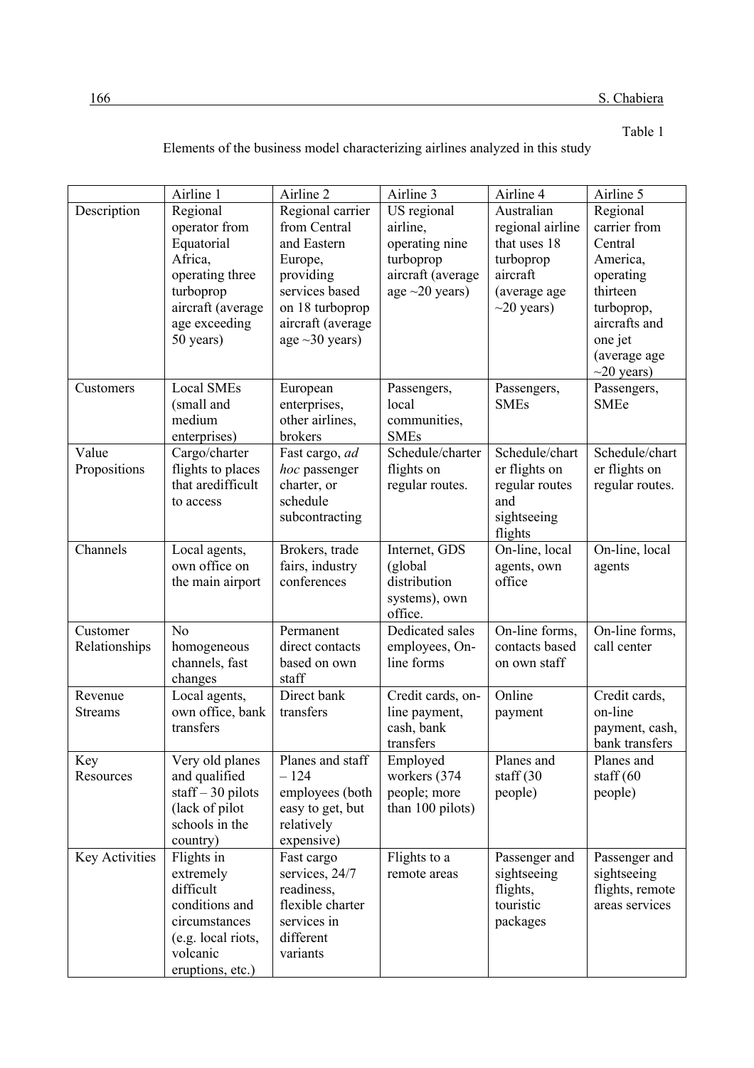Table 1

Elements of the business model characterizing airlines analyzed in this study

| | Airline 1 | Airline 2 | Airline 3 | Airline 4 | Airline 5 |
|---|---|---|---|---|---|
| Description | Regional operator from Equatorial Africa, operating three turboprop aircraft (average age exceeding 50 years) | Regional carrier from Central and Eastern Europe, providing services based on 18 turboprop aircraft (average age ~30 years) | US regional airline, operating nine turboprop aircraft (average age ~20 years) | Australian regional airline that uses 18 turboprop aircraft (average age ~20 years) | Regional carrier from Central America, operating thirteen turboprop, aircrafts and one jet (average age ~20 years) |
| Customers | Local SMEs (small and medium enterprises) | European enterprises, other airlines, brokers | Passengers, local communities, SMEs | Passengers, SMEs | Passengers, SMEe |
| Value Propositions | Cargo/charter flights to places that aredifficult to access | Fast cargo, *ad hoc* passenger charter, or schedule subcontracting | Schedule/charter flights on regular routes. | Schedule/charter flights on regular routes and sightseeing flights | Schedule/charter flights on regular routes. |
| Channels | Local agents, own office on the main airport | Brokers, trade fairs, industry conferences | Internet, GDS (global distribution systems), own office. | On-line, local agents, own office | On-line, local agents |
| Customer Relationships | No homogeneous channels, fast changes | Permanent direct contacts based on own staff | Dedicated sales employees, On-line forms | On-line forms, contacts based on own staff | On-line forms, call center |
| Revenue Streams | Local agents, own office, bank transfers | Direct bank transfers | Credit cards, on-line payment, cash, bank transfers | Online payment | Credit cards, on-line payment, cash, bank transfers |
| Key Resources | Very old planes and qualified staff – 30 pilots (lack of pilot schools in the country) | Planes and staff – 124 employees (both easy to get, but relatively expensive) | Employed workers (374 people; more than 100 pilots) | Planes and staff (30 people) | Planes and staff (60 people) |
| Key Activities | Flights in extremely difficult conditions and circumstances (e.g. local riots, volcanic eruptions, etc.) | Fast cargo services, 24/7 readiness, flexible charter services in different variants | Flights to a remote areas | Passenger and sightseeing flights, touristic packages | Passenger and sightseeing flights, remote areas services |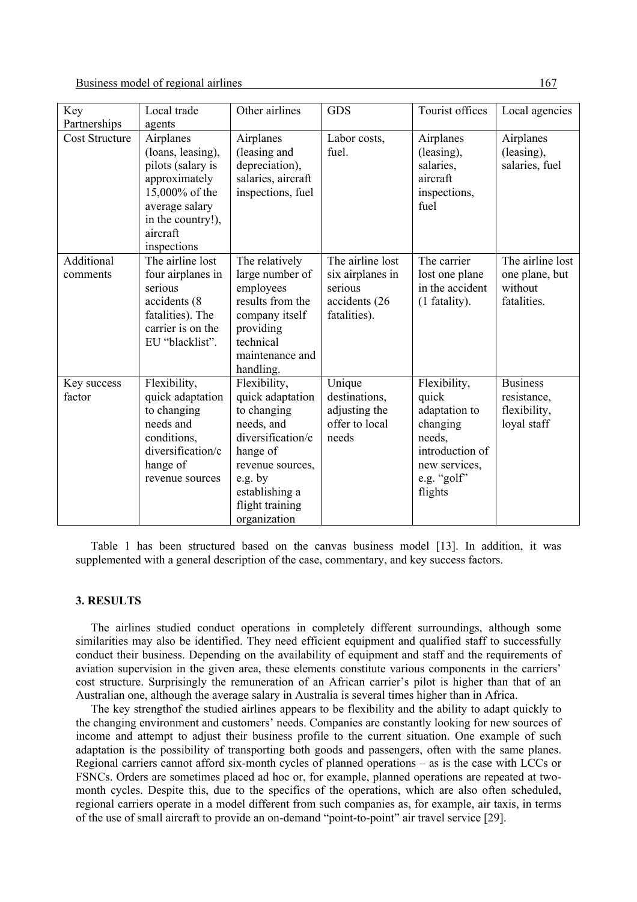| Key Partnerships | Local trade agents | Other airlines | GDS | Tourist offices | Local agencies |
|---|---|---|---|---|---|
| Cost Structure | Airplanes (loans, leasing), pilots (salary is approximately 15,000% of the average salary in the country!), aircraft inspections | Airplanes (leasing and depreciation), salaries, aircraft inspections, fuel | Labor costs, fuel. | Airplanes (leasing), salaries, aircraft inspections, fuel | Airplanes (leasing), salaries, fuel |
| Additional comments | The airline lost four airplanes in serious accidents (8 fatalities). The carrier is on the EU "blacklist". | The relatively large number of employees results from the company itself providing technical maintenance and handling. | The airline lost six airplanes in serious accidents (26 fatalities). | The carrier lost one plane in the accident (1 fatality). | The airline lost one plane, but without fatalities. |
| Key success factor | Flexibility, quick adaptation to changing needs and conditions, diversification/change of revenue sources | Flexibility, quick adaptation to changing needs, and diversification/change of revenue sources, e.g. by establishing a flight training organization | Unique destinations, adjusting the offer to local needs | Flexibility, quick adaptation to changing needs, introduction of new services, e.g. "golf" flights | Business resistance, flexibility, loyal staff |

Table 1 has been structured based on the canvas business model [13]. In addition, it was supplemented with a general description of the case, commentary, and key success factors.

## 3. RESULTS

The airlines studied conduct operations in completely different surroundings, although some similarities may also be identified. They need efficient equipment and qualified staff to successfully conduct their business. Depending on the availability of equipment and staff and the requirements of aviation supervision in the given area, these elements constitute various components in the carriers' cost structure. Surprisingly the remuneration of an African carrier's pilot is higher than that of an Australian one, although the average salary in Australia is several times higher than in Africa.

The key strengthof the studied airlines appears to be flexibility and the ability to adapt quickly to the changing environment and customers' needs. Companies are constantly looking for new sources of income and attempt to adjust their business profile to the current situation. One example of such adaptation is the possibility of transporting both goods and passengers, often with the same planes. Regional carriers cannot afford six-month cycles of planned operations – as is the case with LCCs or FSNCs. Orders are sometimes placed ad hoc or, for example, planned operations are repeated at two-month cycles. Despite this, due to the specifics of the operations, which are also often scheduled, regional carriers operate in a model different from such companies as, for example, air taxis, in terms of the use of small aircraft to provide an on-demand "point-to-point" air travel service [29].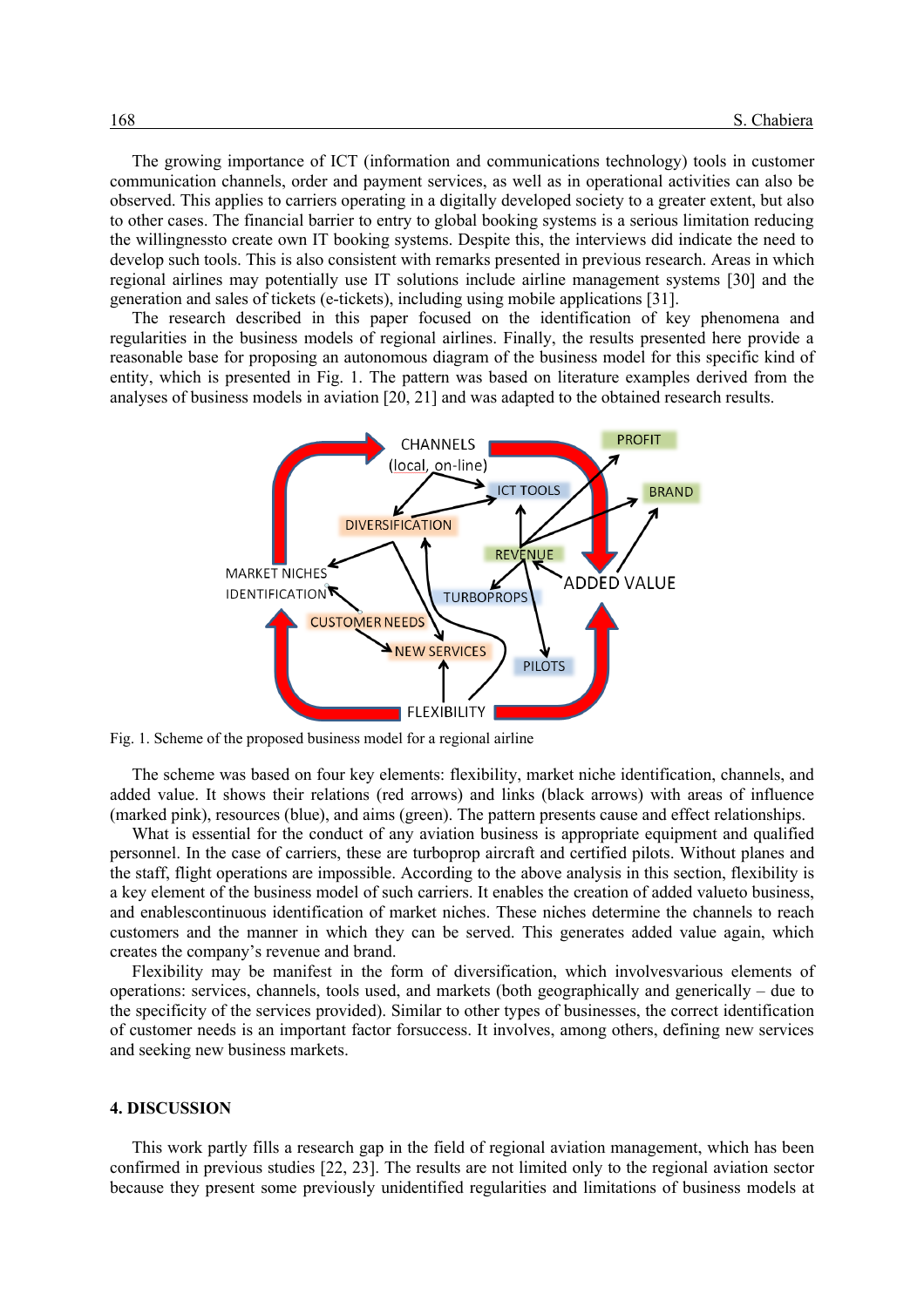The growing importance of ICT (information and communications technology) tools in customer communication channels, order and payment services, as well as in operational activities can also be observed. This applies to carriers operating in a digitally developed society to a greater extent, but also to other cases. The financial barrier to entry to global booking systems is a serious limitation reducing the willingnessto create own IT booking systems. Despite this, the interviews did indicate the need to develop such tools. This is also consistent with remarks presented in previous research. Areas in which regional airlines may potentially use IT solutions include airline management systems [30] and the generation and sales of tickets (e-tickets), including using mobile applications [31].

The research described in this paper focused on the identification of key phenomena and regularities in the business models of regional airlines. Finally, the results presented here provide a reasonable base for proposing an autonomous diagram of the business model for this specific kind of entity, which is presented in Fig. 1. The pattern was based on literature examples derived from the analyses of business models in aviation [20, 21] and was adapted to the obtained research results.

Fig. 1. Scheme of the proposed business model for a regional airline

The scheme was based on four key elements: flexibility, market niche identification, channels, and added value. It shows their relations (red arrows) and links (black arrows) with areas of influence (marked pink), resources (blue), and aims (green). The pattern presents cause and effect relationships.

What is essential for the conduct of any aviation business is appropriate equipment and qualified personnel. In the case of carriers, these are turboprop aircraft and certified pilots. Without planes and the staff, flight operations are impossible. According to the above analysis in this section, flexibility is a key element of the business model of such carriers. It enables the creation of added valueto business, and enablescontinuous identification of market niches. These niches determine the channels to reach customers and the manner in which they can be served. This generates added value again, which creates the company's revenue and brand.

Flexibility may be manifest in the form of diversification, which involvesvarious elements of operations: services, channels, tools used, and markets (both geographically and generically – due to the specificity of the services provided). Similar to other types of businesses, the correct identification of customer needs is an important factor forsuccess. It involves, among others, defining new services and seeking new business markets.

## 4. DISCUSSION

This work partly fills a research gap in the field of regional aviation management, which has been confirmed in previous studies [22, 23]. The results are not limited only to the regional aviation sector because they present some previously unidentified regularities and limitations of business models at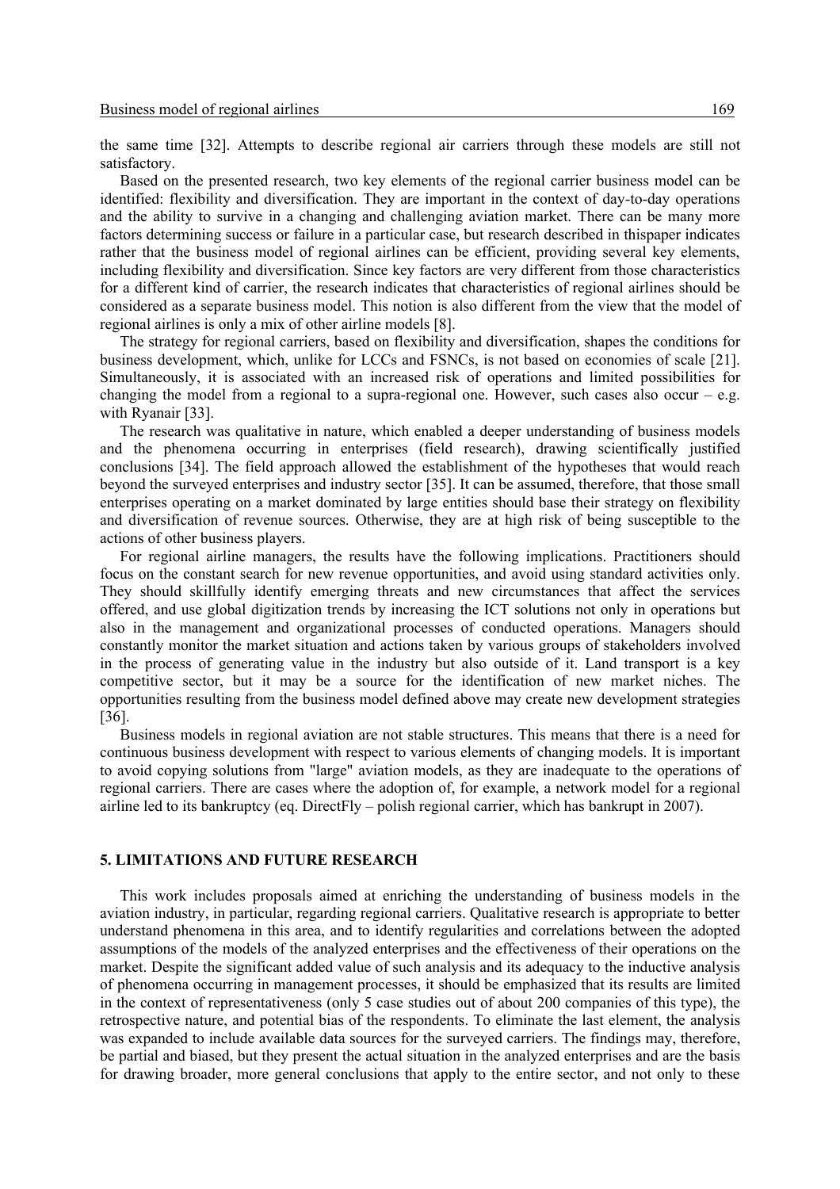the same time [32]. Attempts to describe regional air carriers through these models are still not satisfactory.

Based on the presented research, two key elements of the regional carrier business model can be identified: flexibility and diversification. They are important in the context of day-to-day operations and the ability to survive in a changing and challenging aviation market. There can be many more factors determining success or failure in a particular case, but research described in thispaper indicates rather that the business model of regional airlines can be efficient, providing several key elements, including flexibility and diversification. Since key factors are very different from those characteristics for a different kind of carrier, the research indicates that characteristics of regional airlines should be considered as a separate business model. This notion is also different from the view that the model of regional airlines is only a mix of other airline models [8].

The strategy for regional carriers, based on flexibility and diversification, shapes the conditions for business development, which, unlike for LCCs and FSNCs, is not based on economies of scale [21]. Simultaneously, it is associated with an increased risk of operations and limited possibilities for changing the model from a regional to a supra-regional one. However, such cases also occur – e.g. with Ryanair [33].

The research was qualitative in nature, which enabled a deeper understanding of business models and the phenomena occurring in enterprises (field research), drawing scientifically justified conclusions [34]. The field approach allowed the establishment of the hypotheses that would reach beyond the surveyed enterprises and industry sector [35]. It can be assumed, therefore, that those small enterprises operating on a market dominated by large entities should base their strategy on flexibility and diversification of revenue sources. Otherwise, they are at high risk of being susceptible to the actions of other business players.

For regional airline managers, the results have the following implications. Practitioners should focus on the constant search for new revenue opportunities, and avoid using standard activities only. They should skillfully identify emerging threats and new circumstances that affect the services offered, and use global digitization trends by increasing the ICT solutions not only in operations but also in the management and organizational processes of conducted operations. Managers should constantly monitor the market situation and actions taken by various groups of stakeholders involved in the process of generating value in the industry but also outside of it. Land transport is a key competitive sector, but it may be a source for the identification of new market niches. The opportunities resulting from the business model defined above may create new development strategies [36].

Business models in regional aviation are not stable structures. This means that there is a need for continuous business development with respect to various elements of changing models. It is important to avoid copying solutions from "large" aviation models, as they are inadequate to the operations of regional carriers. There are cases where the adoption of, for example, a network model for a regional airline led to its bankruptcy (eq. DirectFly – polish regional carrier, which has bankrupt in 2007).

## 5. LIMITATIONS AND FUTURE RESEARCH

This work includes proposals aimed at enriching the understanding of business models in the aviation industry, in particular, regarding regional carriers. Qualitative research is appropriate to better understand phenomena in this area, and to identify regularities and correlations between the adopted assumptions of the models of the analyzed enterprises and the effectiveness of their operations on the market. Despite the significant added value of such analysis and its adequacy to the inductive analysis of phenomena occurring in management processes, it should be emphasized that its results are limited in the context of representativeness (only 5 case studies out of about 200 companies of this type), the retrospective nature, and potential bias of the respondents. To eliminate the last element, the analysis was expanded to include available data sources for the surveyed carriers. The findings may, therefore, be partial and biased, but they present the actual situation in the analyzed enterprises and are the basis for drawing broader, more general conclusions that apply to the entire sector, and not only to these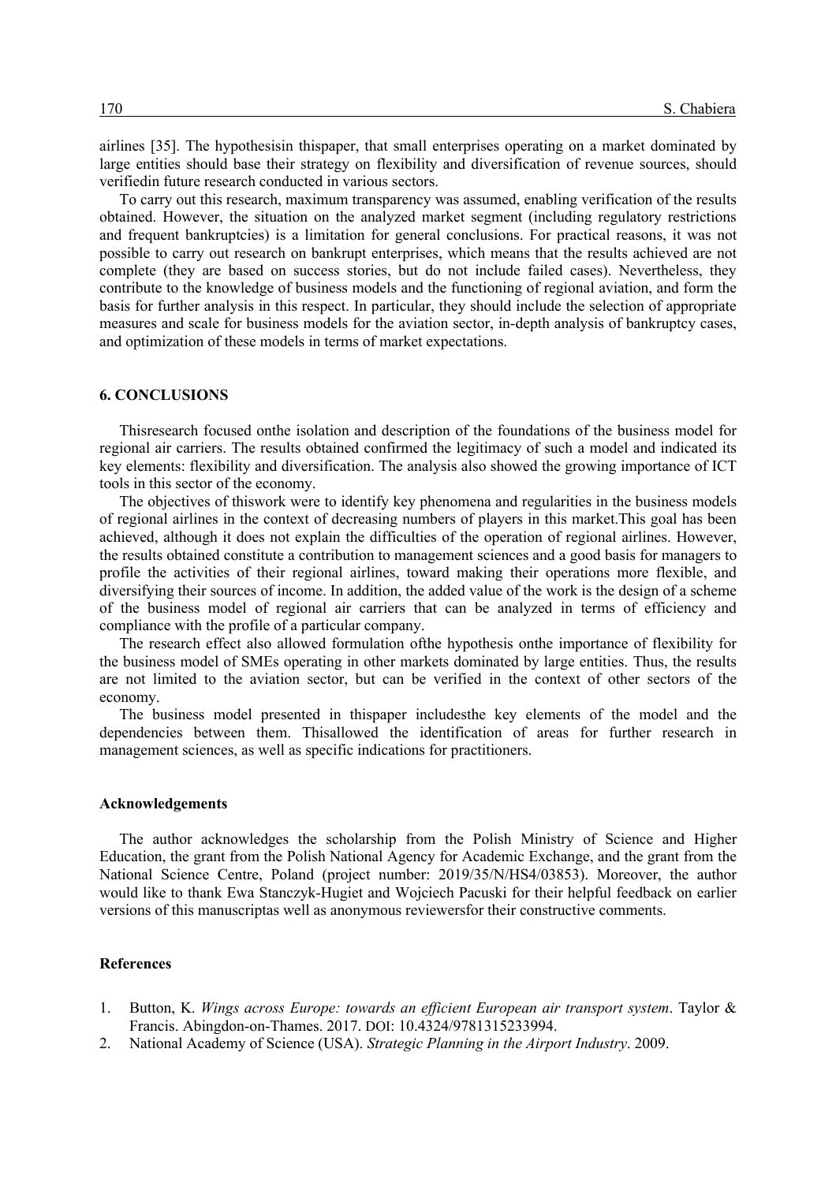airlines [35]. The hypothesisin thispaper, that small enterprises operating on a market dominated by large entities should base their strategy on flexibility and diversification of revenue sources, should verifiedin future research conducted in various sectors.

To carry out this research, maximum transparency was assumed, enabling verification of the results obtained. However, the situation on the analyzed market segment (including regulatory restrictions and frequent bankruptcies) is a limitation for general conclusions. For practical reasons, it was not possible to carry out research on bankrupt enterprises, which means that the results achieved are not complete (they are based on success stories, but do not include failed cases). Nevertheless, they contribute to the knowledge of business models and the functioning of regional aviation, and form the basis for further analysis in this respect. In particular, they should include the selection of appropriate measures and scale for business models for the aviation sector, in-depth analysis of bankruptcy cases, and optimization of these models in terms of market expectations.

## 6. CONCLUSIONS

Thisresearch focused onthe isolation and description of the foundations of the business model for regional air carriers. The results obtained confirmed the legitimacy of such a model and indicated its key elements: flexibility and diversification. The analysis also showed the growing importance of ICT tools in this sector of the economy.

The objectives of thiswork were to identify key phenomena and regularities in the business models of regional airlines in the context of decreasing numbers of players in this market.This goal has been achieved, although it does not explain the difficulties of the operation of regional airlines. However, the results obtained constitute a contribution to management sciences and a good basis for managers to profile the activities of their regional airlines, toward making their operations more flexible, and diversifying their sources of income. In addition, the added value of the work is the design of a scheme of the business model of regional air carriers that can be analyzed in terms of efficiency and compliance with the profile of a particular company.

The research effect also allowed formulation ofthe hypothesis onthe importance of flexibility for the business model of SMEs operating in other markets dominated by large entities. Thus, the results are not limited to the aviation sector, but can be verified in the context of other sectors of the economy.

The business model presented in thispaper includesthe key elements of the model and the dependencies between them. Thisallowed the identification of areas for further research in management sciences, as well as specific indications for practitioners.

### Acknowledgements

The author acknowledges the scholarship from the Polish Ministry of Science and Higher Education, the grant from the Polish National Agency for Academic Exchange, and the grant from the National Science Centre, Poland (project number: 2019/35/N/HS4/03853). Moreover, the author would like to thank Ewa Stanczyk-Hugiet and Wojciech Pacuski for their helpful feedback on earlier versions of this manuscriptas well as anonymous reviewersfor their constructive comments.

### References

1. Button, K. *Wings across Europe: towards an efficient European air transport system*. Taylor & Francis. Abingdon-on-Thames. 2017. DOI: 10.4324/9781315233994.
2. National Academy of Science (USA). *Strategic Planning in the Airport Industry*. 2009.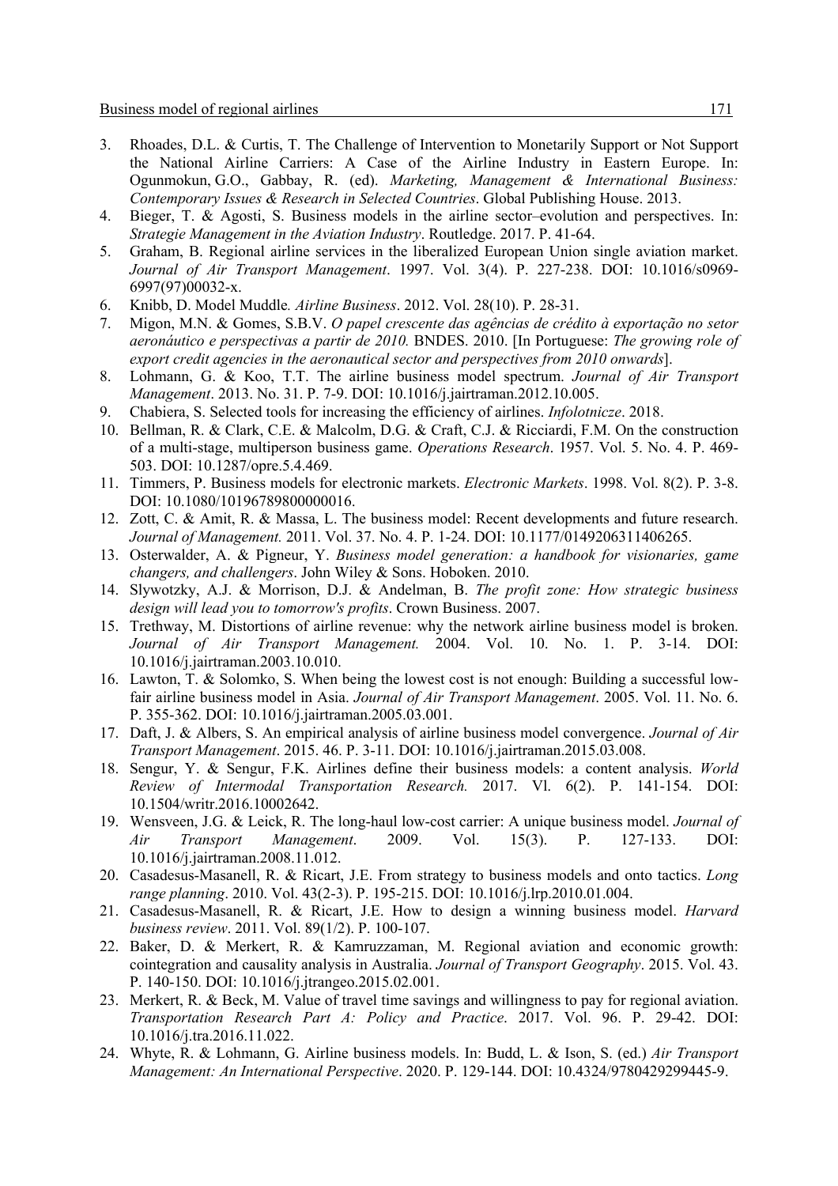3. Rhoades, D.L. & Curtis, T. The Challenge of Intervention to Monetarily Support or Not Support the National Airline Carriers: A Case of the Airline Industry in Eastern Europe. In: Ogunmokun, G.O., Gabbay, R. (ed). *Marketing, Management & International Business: Contemporary Issues & Research in Selected Countries*. Global Publishing House. 2013.
4. Bieger, T. & Agosti, S. Business models in the airline sector–evolution and perspectives. In: *Strategie Management in the Aviation Industry*. Routledge. 2017. P. 41-64.
5. Graham, B. Regional airline services in the liberalized European Union single aviation market. *Journal of Air Transport Management*. 1997. Vol. 3(4). P. 227-238. DOI: 10.1016/s0969-6997(97)00032-x.
6. Knibb, D. Model Muddle. *Airline Business*. 2012. Vol. 28(10). P. 28-31.
7. Migon, M.N. & Gomes, S.B.V. *O papel crescente das agências de crédito à exportação no setor aeronáutico e perspectivas a partir de 2010.* BNDES. 2010. [In Portuguese: *The growing role of export credit agencies in the aeronautical sector and perspectives from 2010 onwards*].
8. Lohmann, G. & Koo, T.T. The airline business model spectrum. *Journal of Air Transport Management*. 2013. No. 31. P. 7-9. DOI: 10.1016/j.jairtraman.2012.10.005.
9. Chabiera, S. Selected tools for increasing the efficiency of airlines. *Infolotnicze*. 2018.
10. Bellman, R. & Clark, C.E. & Malcolm, D.G. & Craft, C.J. & Ricciardi, F.M. On the construction of a multi-stage, multiperson business game. *Operations Research*. 1957. Vol. 5. No. 4. P. 469-503. DOI: 10.1287/opre.5.4.469.
11. Timmers, P. Business models for electronic markets. *Electronic Markets*. 1998. Vol. 8(2). P. 3-8. DOI: 10.1080/10196789800000016.
12. Zott, C. & Amit, R. & Massa, L. The business model: Recent developments and future research. *Journal of Management.* 2011. Vol. 37. No. 4. P. 1-24. DOI: 10.1177/0149206311406265.
13. Osterwalder, A. & Pigneur, Y. *Business model generation: a handbook for visionaries, game changers, and challengers*. John Wiley & Sons. Hoboken. 2010.
14. Slywotzky, A.J. & Morrison, D.J. & Andelman, B. *The profit zone: How strategic business design will lead you to tomorrow's profits*. Crown Business. 2007.
15. Trethway, M. Distortions of airline revenue: why the network airline business model is broken. *Journal of Air Transport Management.* 2004. Vol. 10. No. 1. P. 3-14. DOI: 10.1016/j.jairtraman.2003.10.010.
16. Lawton, T. & Solomko, S. When being the lowest cost is not enough: Building a successful low-fair airline business model in Asia. *Journal of Air Transport Management*. 2005. Vol. 11. No. 6. P. 355-362. DOI: 10.1016/j.jairtraman.2005.03.001.
17. Daft, J. & Albers, S. An empirical analysis of airline business model convergence. *Journal of Air Transport Management*. 2015. 46. P. 3-11. DOI: 10.1016/j.jairtraman.2015.03.008.
18. Sengur, Y. & Sengur, F.K. Airlines define their business models: a content analysis. *World Review of Intermodal Transportation Research.* 2017. Vl. 6(2). P. 141-154. DOI: 10.1504/writr.2016.10002642.
19. Wensveen, J.G. & Leick, R. The long-haul low-cost carrier: A unique business model. *Journal of Air Transport Management*. 2009. Vol. 15(3). P. 127-133. DOI: 10.1016/j.jairtraman.2008.11.012.
20. Casadesus-Masanell, R. & Ricart, J.E. From strategy to business models and onto tactics. *Long range planning*. 2010. Vol. 43(2-3). P. 195-215. DOI: 10.1016/j.lrp.2010.01.004.
21. Casadesus-Masanell, R. & Ricart, J.E. How to design a winning business model. *Harvard business review*. 2011. Vol. 89(1/2). P. 100-107.
22. Baker, D. & Merkert, R. & Kamruzzaman, M. Regional aviation and economic growth: cointegration and causality analysis in Australia. *Journal of Transport Geography*. 2015. Vol. 43. P. 140-150. DOI: 10.1016/j.jtrangeo.2015.02.001.
23. Merkert, R. & Beck, M. Value of travel time savings and willingness to pay for regional aviation. *Transportation Research Part A: Policy and Practice*. 2017. Vol. 96. P. 29-42. DOI: 10.1016/j.tra.2016.11.022.
24. Whyte, R. & Lohmann, G. Airline business models. In: Budd, L. & Ison, S. (ed.) *Air Transport Management: An International Perspective*. 2020. P. 129-144. DOI: 10.4324/9780429299445-9.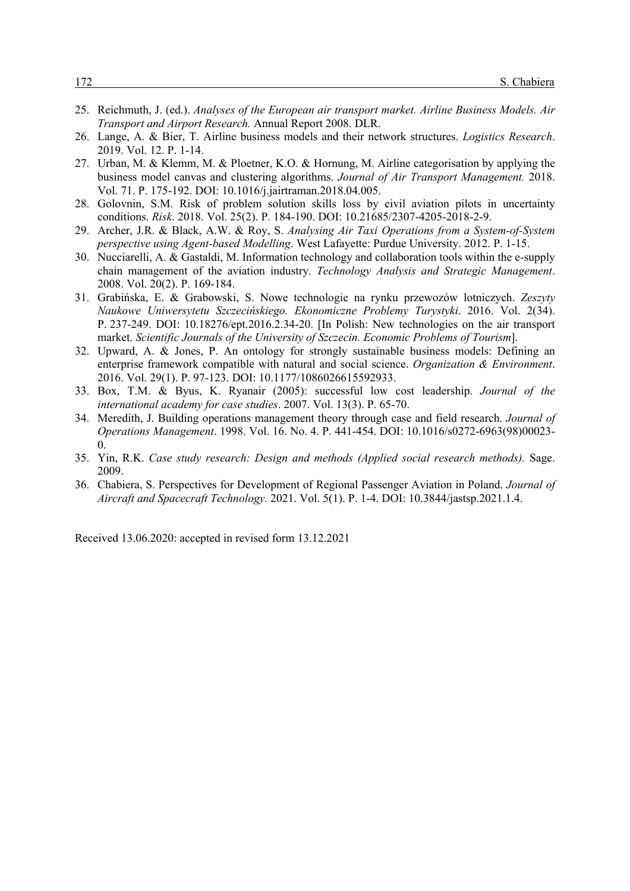25. Reichmuth, J. (ed.). *Analyses of the European air transport market. Airline Business Models. Air Transport and Airport Research.* Annual Report 2008. DLR.
26. Lange, A. & Bier, T. Airline business models and their network structures. *Logistics Research*. 2019. Vol. 12. P. 1-14.
27. Urban, M. & Klemm, M. & Ploetner, K.O. & Hornung, M. Airline categorisation by applying the business model canvas and clustering algorithms. *Journal of Air Transport Management.* 2018. Vol. 71. P. 175-192. DOI: 10.1016/j.jairtraman.2018.04.005.
28. Golovnin, S.M. Risk of problem solution skills loss by civil aviation pilots in uncertainty conditions. *Risk*. 2018. Vol. 25(2). P. 184-190. DOI: 10.21685/2307-4205-2018-2-9.
29. Archer, J.R. & Black, A.W. & Roy, S. *Analysing Air Taxi Operations from a System-of-System perspective using Agent-based Modelling*. West Lafayette: Purdue University. 2012. P. 1-15.
30. Nucciarelli, A. & Gastaldi, M. Information technology and collaboration tools within the e-supply chain management of the aviation industry. *Technology Analysis and Strategic Management*. 2008. Vol. 20(2). P. 169-184.
31. Grabińska, E. & Grabowski, S. Nowe technologie na rynku przewozów lotniczych. *Zeszyty Naukowe Uniwersytetu Szczecińskiego. Ekonomiczne Problemy Turystyki*. 2016. Vol. 2(34). P. 237-249. DOI: 10.18276/ept.2016.2.34-20. [In Polish: New technologies on the air transport market. *Scientific Journals of the University of Szczecin. Economic Problems of Tourism*].
32. Upward, A. & Jones, P. An ontology for strongly sustainable business models: Defining an enterprise framework compatible with natural and social science. *Organization & Environment*. 2016. Vol. 29(1). P. 97-123. DOI: 10.1177/1086026615592933.
33. Box, T.M. & Byus, K. Ryanair (2005): successful low cost leadership. *Journal of the international academy for case studies*. 2007. Vol. 13(3). P. 65-70.
34. Meredith, J. Building operations management theory through case and field research. *Journal of Operations Management*. 1998. Vol. 16. No. 4. P. 441-454. DOI: 10.1016/s0272-6963(98)00023-0.
35. Yin, R.K. *Case study research: Design and methods (Applied social research methods).* Sage. 2009.
36. Chabiera, S. Perspectives for Development of Regional Passenger Aviation in Poland. *Journal of Aircraft and Spacecraft Technology.* 2021. Vol. 5(1). P. 1-4. DOI: 10.3844/jastsp.2021.1.4.

Received 13.06.2020: accepted in revised form 13.12.2021